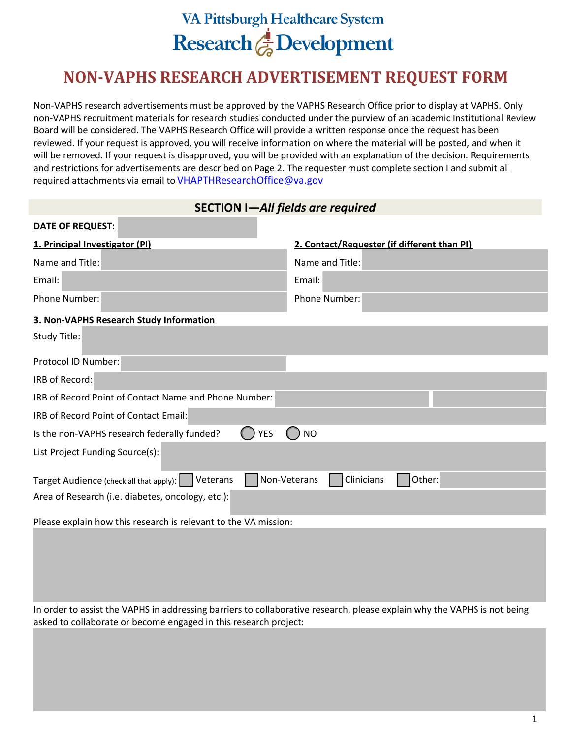VA Pittsburgh Healthcare System

Research & Development

# NON-VAPHS RESEARCH ADVERTISEMENT REQUEST FORM

Non-VAPHS research advertisements must be approved by the VAPHS Research Office prior to display at VAPHS. Only non-VAPHS recruitment materials for research studies conducted under the purview of an academic Institutional Review Board will be considered. The VAPHS Research Office will provide a written response once the request has been reviewed. If your request is approved, you will receive information on where the material will be posted, and when it will be removed. If your request is disapproved, you will be provided with an explanation of the decision. Requirements and restrictions for advertisements are described on Page 2. The requester must complete section I and submit all required attachments via email to VHAPTHResearchOffice@va.gov

## SECTION I—*All fields are required*

**DATE OF REQUEST:**

**1. Principal Investigator (PI)**

Name and Title:

Email:

Phone Number:

**2. Contact/Requester (if different than PI)**

Name and Title:

Email:

Phone Number:

**3. Non-VAPHS Research Study Information**

Study Title:

Protocol ID Number:

IRB of Record:

IRB of Record Point of Contact Name and Phone Number:

IRB of Record Point of Contact Email:

Is the non-VAPHS research federally funded? ◯ YES ◯ NO

List Project Funding Source(s):

Target Audience (check all that apply): ☐ Veterans ☐ Non-Veterans ☐ Clinicians ☐ Other:

Area of Research (i.e. diabetes, oncology, etc.):

Please explain how this research is relevant to the VA mission:

In order to assist the VAPHS in addressing barriers to collaborative research, please explain why the VAPHS is not being asked to collaborate or become engaged in this research project: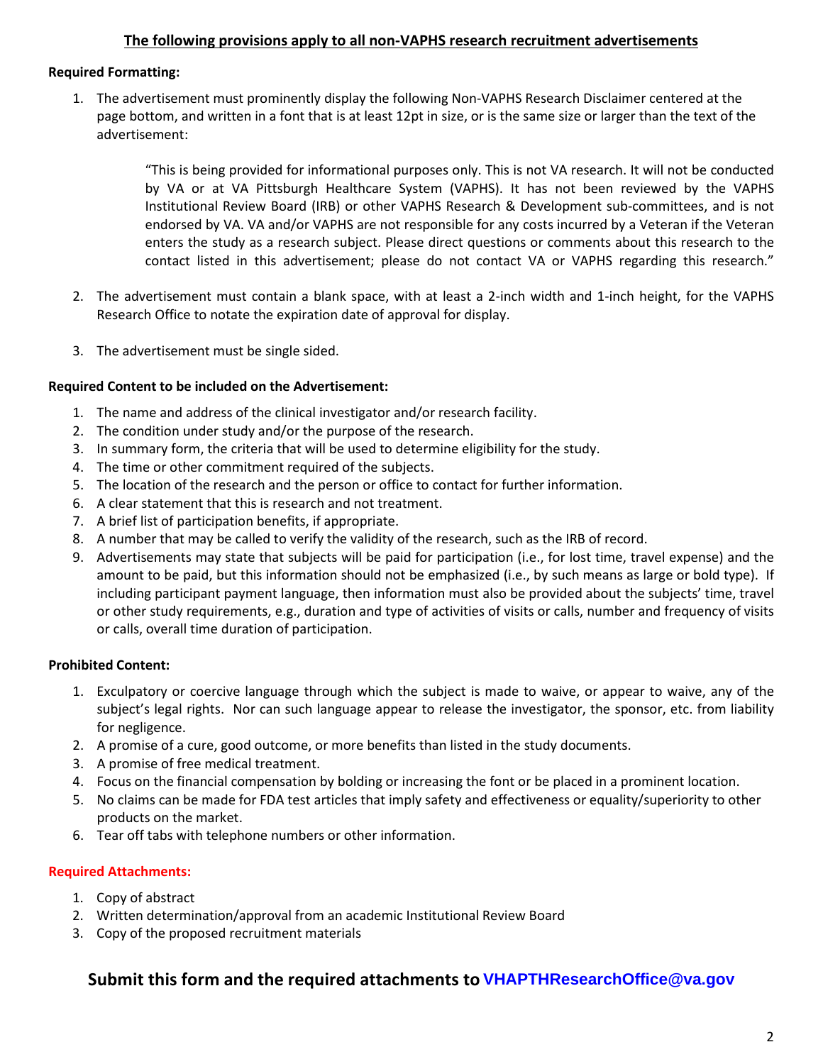## The following provisions apply to all non-VAPHS research recruitment advertisements

**Required Formatting:**

1. The advertisement must prominently display the following Non-VAPHS Research Disclaimer centered at the page bottom, and written in a font that is at least 12pt in size, or is the same size or larger than the text of the advertisement:

   > "This is being provided for informational purposes only. This is not VA research. It will not be conducted by VA or at VA Pittsburgh Healthcare System (VAPHS). It has not been reviewed by the VAPHS Institutional Review Board (IRB) or other VAPHS Research & Development sub-committees, and is not endorsed by VA. VA and/or VAPHS are not responsible for any costs incurred by a Veteran if the Veteran enters the study as a research subject. Please direct questions or comments about this research to the contact listed in this advertisement; please do not contact VA or VAPHS regarding this research."

2. The advertisement must contain a blank space, with at least a 2-inch width and 1-inch height, for the VAPHS Research Office to notate the expiration date of approval for display.

3. The advertisement must be single sided.

**Required Content to be included on the Advertisement:**

1. The name and address of the clinical investigator and/or research facility.
2. The condition under study and/or the purpose of the research.
3. In summary form, the criteria that will be used to determine eligibility for the study.
4. The time or other commitment required of the subjects.
5. The location of the research and the person or office to contact for further information.
6. A clear statement that this is research and not treatment.
7. A brief list of participation benefits, if appropriate.
8. A number that may be called to verify the validity of the research, such as the IRB of record.
9. Advertisements may state that subjects will be paid for participation (i.e., for lost time, travel expense) and the amount to be paid, but this information should not be emphasized (i.e., by such means as large or bold type). If including participant payment language, then information must also be provided about the subjects' time, travel or other study requirements, e.g., duration and type of activities of visits or calls, number and frequency of visits or calls, overall time duration of participation.

**Prohibited Content:**

1. Exculpatory or coercive language through which the subject is made to waive, or appear to waive, any of the subject's legal rights. Nor can such language appear to release the investigator, the sponsor, etc. from liability for negligence.
2. A promise of a cure, good outcome, or more benefits than listed in the study documents.
3. A promise of free medical treatment.
4. Focus on the financial compensation by bolding or increasing the font or be placed in a prominent location.
5. No claims can be made for FDA test articles that imply safety and effectiveness or equality/superiority to other products on the market.
6. Tear off tabs with telephone numbers or other information.

**Required Attachments:**

1. Copy of abstract
2. Written determination/approval from an academic Institutional Review Board
3. Copy of the proposed recruitment materials

### Submit this form and the required attachments to VHAPTHResearchOffice@va.gov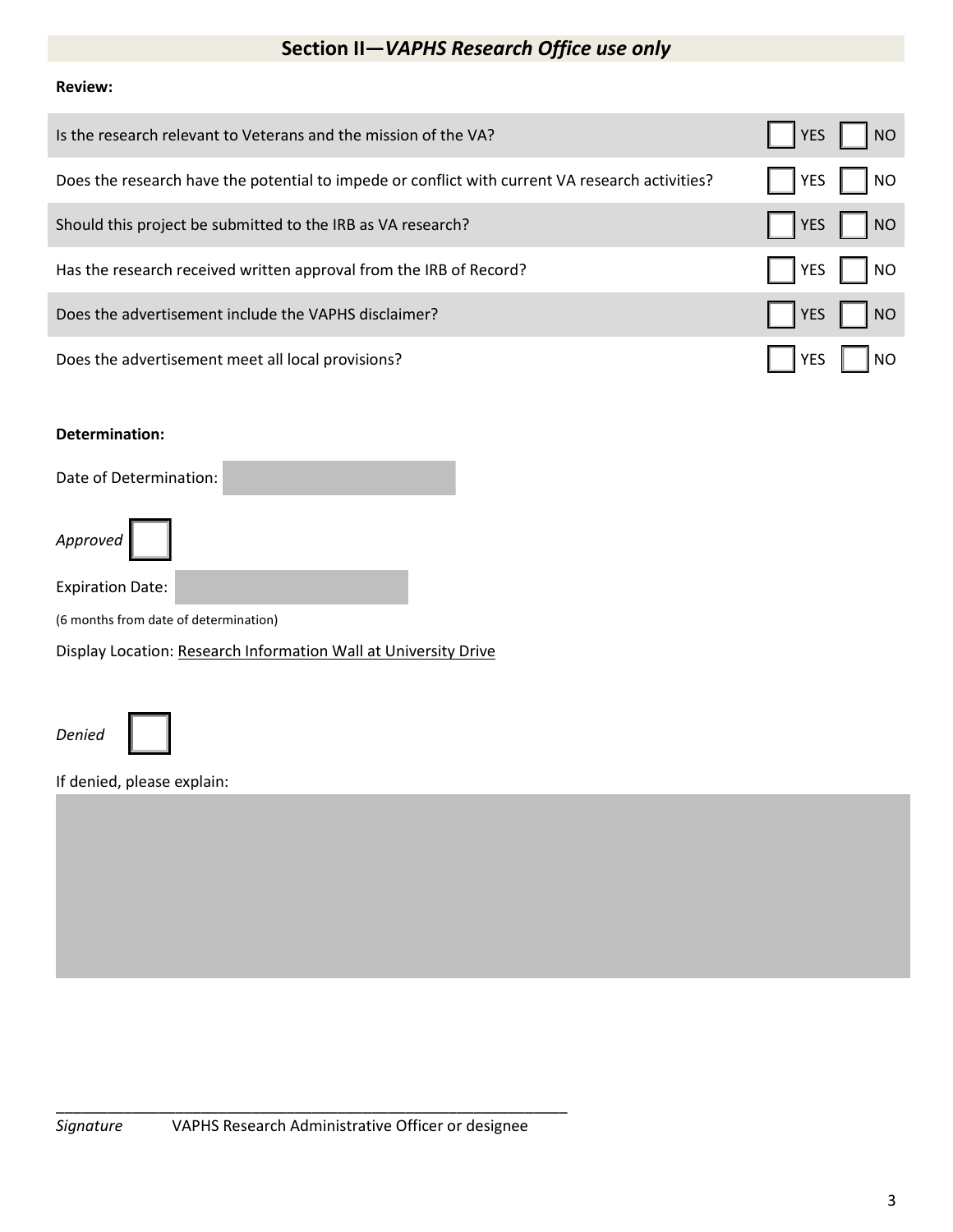## Section II—*VAPHS Research Office use only*

**Review:**

| | |
|---|---|
| Is the research relevant to Veterans and the mission of the VA? | ☐ YES ☐ NO |
| Does the research have the potential to impede or conflict with current VA research activities? | ☐ YES ☐ NO |
| Should this project be submitted to the IRB as VA research? | ☐ YES ☐ NO |
| Has the research received written approval from the IRB of Record? | ☐ YES ☐ NO |
| Does the advertisement include the VAPHS disclaimer? | ☐ YES ☐ NO |
| Does the advertisement meet all local provisions? | ☐ YES ☐ NO |

**Determination:**

Date of Determination:

*Approved* ☐

Expiration Date:

(6 months from date of determination)

Display Location: Research Information Wall at University Drive

*Denied* ☐

If denied, please explain:

\_\_\_\_\_\_\_\_\_\_\_\_\_\_\_\_\_\_\_\_\_\_\_\_\_\_\_\_\_\_\_\_\_\_\_\_\_\_\_\_\_\_\_\_\_\_\_\_\_\_\_\_\_\_\_\_\_\_\_\_

*Signature* VAPHS Research Administrative Officer or designee